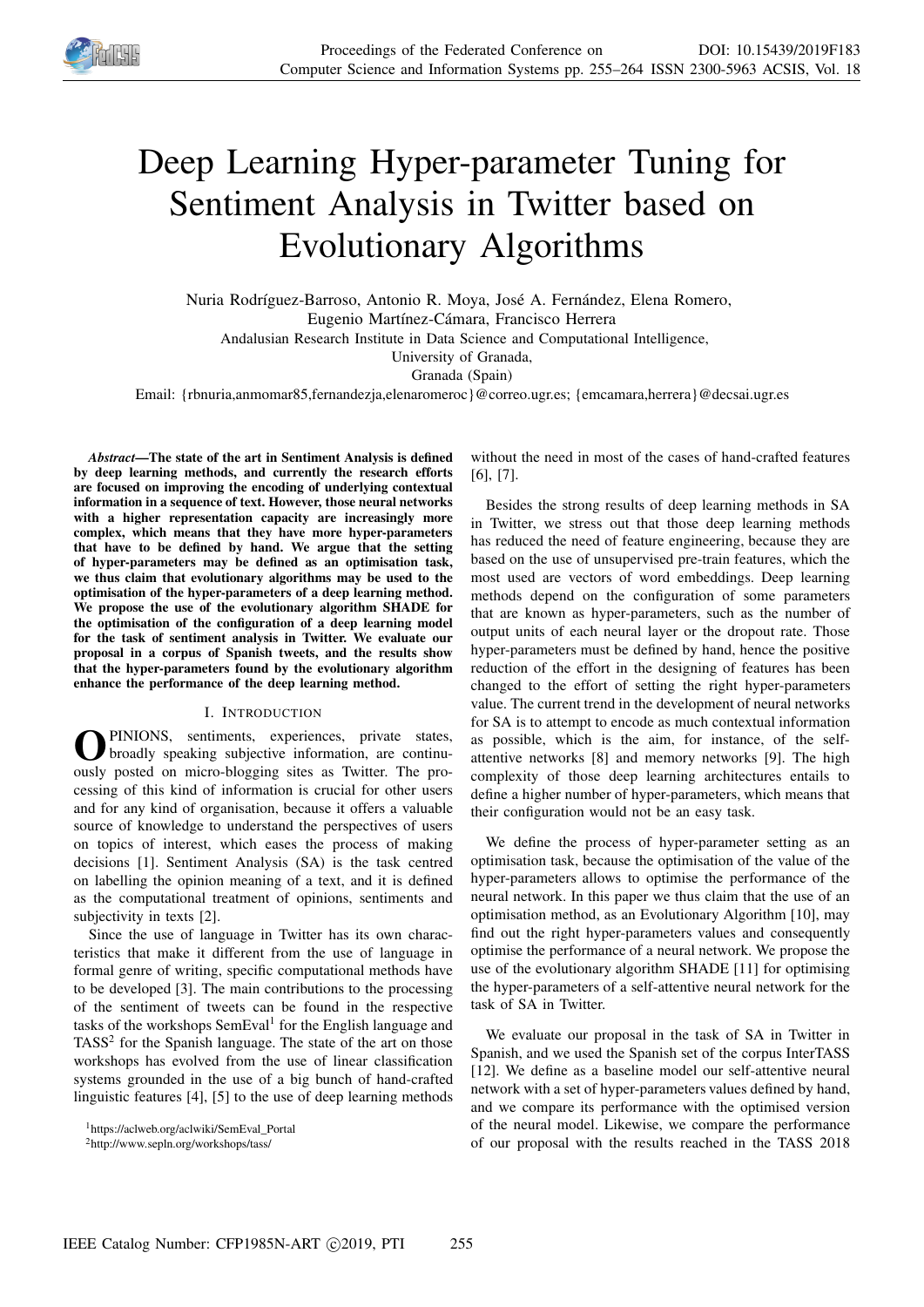# Deep Learning Hyper-parameter Tuning for Sentiment Analysis in Twitter based on Evolutionary Algorithms

Nuria Rodríguez-Barroso, Antonio R. Moya, José A. Fernández, Elena Romero,
Eugenio Martínez-Cámara, Francisco Herrera
Andalusian Research Institute in Data Science and Computational Intelligence,
University of Granada,
Granada (Spain)
Email: {rbnuria,anmomar85,fernandezja,elenaromeroc}@correo.ugr.es; {emcamara,herrera}@decsai.ugr.es

***Abstract*—The state of the art in Sentiment Analysis is defined by deep learning methods, and currently the research efforts are focused on improving the encoding of underlying contextual information in a sequence of text. However, those neural networks with a higher representation capacity are increasingly more complex, which means that they have more hyper-parameters that have to be defined by hand. We argue that the setting of hyper-parameters may be defined as an optimisation task, we thus claim that evolutionary algorithms may be used to the optimisation of the hyper-parameters of a deep learning method. We propose the use of the evolutionary algorithm SHADE for the optimisation of the configuration of a deep learning model for the task of sentiment analysis in Twitter. We evaluate our proposal in a corpus of Spanish tweets, and the results show that the hyper-parameters found by the evolutionary algorithm enhance the performance of the deep learning method.**

## I. Introduction

Opinions, sentiments, experiences, private states, broadly speaking subjective information, are continuously posted on micro-blogging sites as Twitter. The processing of this kind of information is crucial for other users and for any kind of organisation, because it offers a valuable source of knowledge to understand the perspectives of users on topics of interest, which eases the process of making decisions [1]. Sentiment Analysis (SA) is the task centred on labelling the opinion meaning of a text, and it is defined as the computational treatment of opinions, sentiments and subjectivity in texts [2].

Since the use of language in Twitter has its own characteristics that make it different from the use of language in formal genre of writing, specific computational methods have to be developed [3]. The main contributions to the processing of the sentiment of tweets can be found in the respective tasks of the workshops SemEval[1] for the English language and TASS[2] for the Spanish language. The state of the art on those workshops has evolved from the use of linear classification systems grounded in the use of a big bunch of hand-crafted linguistic features [4], [5] to the use of deep learning methods without the need in most of the cases of hand-crafted features [6], [7].

Besides the strong results of deep learning methods in SA in Twitter, we stress out that those deep learning methods has reduced the need of feature engineering, because they are based on the use of unsupervised pre-train features, which the most used are vectors of word embeddings. Deep learning methods depend on the configuration of some parameters that are known as hyper-parameters, such as the number of output units of each neural layer or the dropout rate. Those hyper-parameters must be defined by hand, hence the positive reduction of the effort in the designing of features has been changed to the effort of setting the right hyper-parameters value. The current trend in the development of neural networks for SA is to attempt to encode as much contextual information as possible, which is the aim, for instance, of the self-attentive networks [8] and memory networks [9]. The high complexity of those deep learning architectures entails to define a higher number of hyper-parameters, which means that their configuration would not be an easy task.

We define the process of hyper-parameter setting as an optimisation task, because the optimisation of the value of the hyper-parameters allows to optimise the performance of the neural network. In this paper we thus claim that the use of an optimisation method, as an Evolutionary Algorithm [10], may find out the right hyper-parameters values and consequently optimise the performance of a neural network. We propose the use of the evolutionary algorithm SHADE [11] for optimising the hyper-parameters of a self-attentive neural network for the task of SA in Twitter.

We evaluate our proposal in the task of SA in Twitter in Spanish, and we used the Spanish set of the corpus InterTASS [12]. We define as a baseline model our self-attentive neural network with a set of hyper-parameters values defined by hand, and we compare its performance with the optimised version of the neural model. Likewise, we compare the performance of our proposal with the results reached in the TASS 2018

[1] https://aclweb.org/aclwiki/SemEval_Portal

[2] http://www.sepln.org/workshops/tass/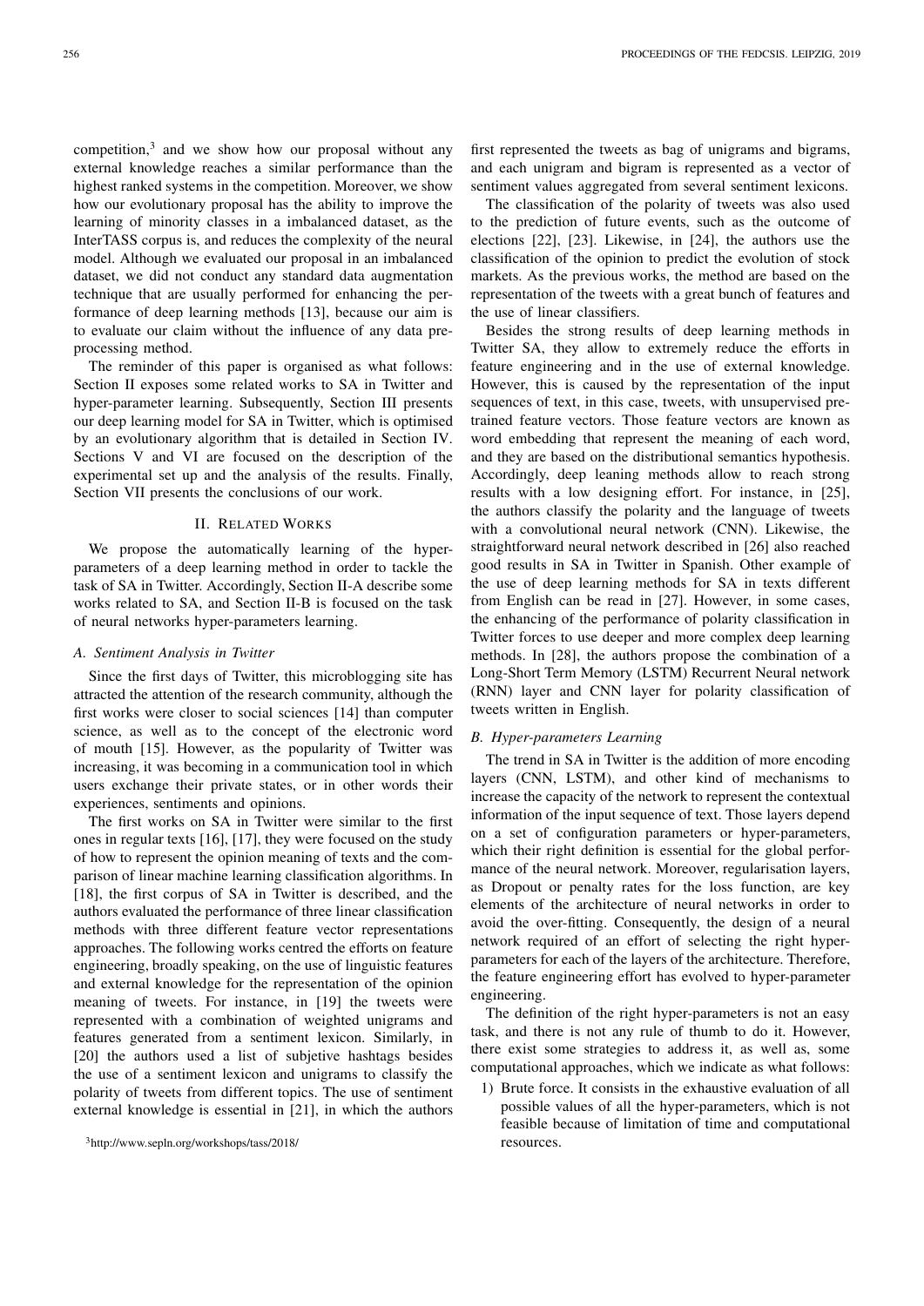competition,[3] and we show how our proposal without any external knowledge reaches a similar performance than the highest ranked systems in the competition. Moreover, we show how our evolutionary proposal has the ability to improve the learning of minority classes in a imbalanced dataset, as the InterTASS corpus is, and reduces the complexity of the neural model. Although we evaluated our proposal in an imbalanced dataset, we did not conduct any standard data augmentation technique that are usually performed for enhancing the performance of deep learning methods [13], because our aim is to evaluate our claim without the influence of any data preprocessing method.

The reminder of this paper is organised as what follows: Section II exposes some related works to SA in Twitter and hyper-parameter learning. Subsequently, Section III presents our deep learning model for SA in Twitter, which is optimised by an evolutionary algorithm that is detailed in Section IV. Sections V and VI are focused on the description of the experimental set up and the analysis of the results. Finally, Section VII presents the conclusions of our work.

## II. Related Works

We propose the automatically learning of the hyper-parameters of a deep learning method in order to tackle the task of SA in Twitter. Accordingly, Section II-A describe some works related to SA, and Section II-B is focused on the task of neural networks hyper-parameters learning.

### A. Sentiment Analysis in Twitter

Since the first days of Twitter, this microblogging site has attracted the attention of the research community, although the first works were closer to social sciences [14] than computer science, as well as to the concept of the electronic word of mouth [15]. However, as the popularity of Twitter was increasing, it was becoming in a communication tool in which users exchange their private states, or in other words their experiences, sentiments and opinions.

The first works on SA in Twitter were similar to the first ones in regular texts [16], [17], they were focused on the study of how to represent the opinion meaning of texts and the comparison of linear machine learning classification algorithms. In [18], the first corpus of SA in Twitter is described, and the authors evaluated the performance of three linear classification methods with three different feature vector representations approaches. The following works centred the efforts on feature engineering, broadly speaking, on the use of linguistic features and external knowledge for the representation of the opinion meaning of tweets. For instance, in [19] the tweets were represented with a combination of weighted unigrams and features generated from a sentiment lexicon. Similarly, in [20] the authors used a list of subjetive hashtags besides the use of a sentiment lexicon and unigrams to classify the polarity of tweets from different topics. The use of sentiment external knowledge is essential in [21], in which the authors first represented the tweets as bag of unigrams and bigrams, and each unigram and bigram is represented as a vector of sentiment values aggregated from several sentiment lexicons.

The classification of the polarity of tweets was also used to the prediction of future events, such as the outcome of elections [22], [23]. Likewise, in [24], the authors use the classification of the opinion to predict the evolution of stock markets. As the previous works, the method are based on the representation of the tweets with a great bunch of features and the use of linear classifiers.

Besides the strong results of deep learning methods in Twitter SA, they allow to extremely reduce the efforts in feature engineering and in the use of external knowledge. However, this is caused by the representation of the input sequences of text, in this case, tweets, with unsupervised pre-trained feature vectors. Those feature vectors are known as word embedding that represent the meaning of each word, and they are based on the distributional semantics hypothesis. Accordingly, deep leaning methods allow to reach strong results with a low designing effort. For instance, in [25], the authors classify the polarity and the language of tweets with a convolutional neural network (CNN). Likewise, the straightforward neural network described in [26] also reached good results in SA in Twitter in Spanish. Other example of the use of deep learning methods for SA in texts different from English can be read in [27]. However, in some cases, the enhancing of the performance of polarity classification in Twitter forces to use deeper and more complex deep learning methods. In [28], the authors propose the combination of a Long-Short Term Memory (LSTM) Recurrent Neural network (RNN) layer and CNN layer for polarity classification of tweets written in English.

### B. Hyper-parameters Learning

The trend in SA in Twitter is the addition of more encoding layers (CNN, LSTM), and other kind of mechanisms to increase the capacity of the network to represent the contextual information of the input sequence of text. Those layers depend on a set of configuration parameters or hyper-parameters, which their right definition is essential for the global performance of the neural network. Moreover, regularisation layers, as Dropout or penalty rates for the loss function, are key elements of the architecture of neural networks in order to avoid the over-fitting. Consequently, the design of a neural network required of an effort of selecting the right hyper-parameters for each of the layers of the architecture. Therefore, the feature engineering effort has evolved to hyper-parameter engineering.

The definition of the right hyper-parameters is not an easy task, and there is not any rule of thumb to do it. However, there exist some strategies to address it, as well as, some computational approaches, which we indicate as what follows:

1) Brute force. It consists in the exhaustive evaluation of all possible values of all the hyper-parameters, which is not feasible because of limitation of time and computational resources.

[3] http://www.sepln.org/workshops/tass/2018/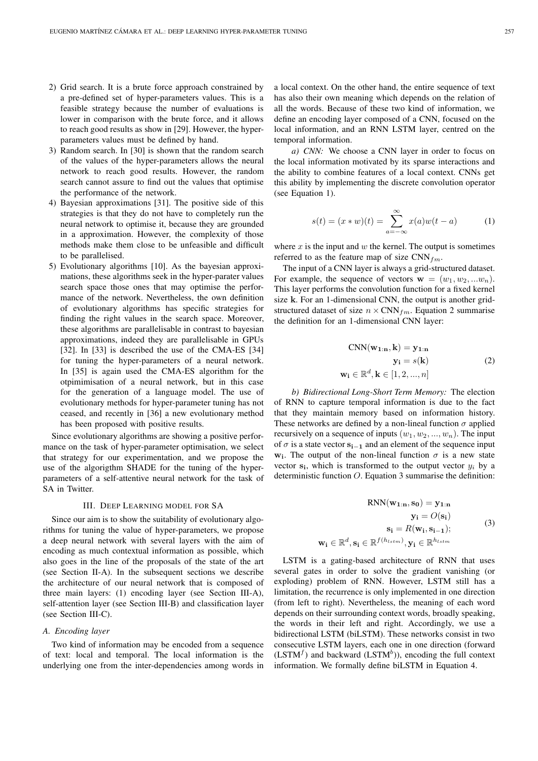2) Grid search. It is a brute force approach constrained by a pre-defined set of hyper-parameters values. This is a feasible strategy because the number of evaluations is lower in comparison with the brute force, and it allows to reach good results as show in [29]. However, the hyper-parameters values must be defined by hand.
3) Random search. In [30] is shown that the random search of the values of the hyper-parameters allows the neural network to reach good results. However, the random search cannot assure to find out the values that optimise the performance of the network.
4) Bayesian approximations [31]. The positive side of this strategies is that they do not have to completely run the neural network to optimise it, because they are grounded in a approximation. However, the complexity of those methods make them close to be unfeasible and difficult to be parallelised.
5) Evolutionary algorithms [10]. As the bayesian approximations, these algorithms seek in the hyper-parater values search space those ones that may optimise the performance of the network. Nevertheless, the own definition of evolutionary algorithms has specific strategies for finding the right values in the search space. Moreover, these algorithms are parallelisable in contrast to bayesian approximations, indeed they are parallelisable in GPUs [32]. In [33] is described the use of the CMA-ES [34] for tuning the hyper-parameters of a neural network. In [35] is again used the CMA-ES algorithm for the otpimimisation of a neural network, but in this case for the generation of a language model. The use of evolutionary methods for hyper-parameter tuning has not ceased, and recently in [36] a new evolutionary method has been proposed with positive results.

Since evolutionary algorithms are showing a positive performance on the task of hyper-parameter optimisation, we select that strategy for our experimentation, and we propose the use of the algorigthm SHADE for the tuning of the hyper-parameters of a self-attentive neural network for the task of SA in Twitter.

## III. Deep Learning model for SA

Since our aim is to show the suitability of evolutionary algorithms for tuning the value of hyper-parameters, we propose a deep neural network with several layers with the aim of encoding as much contextual information as possible, which also goes in the line of the proposals of the state of the art (see Section II-A). In the subsequent sections we describe the architecture of our neural network that is composed of three main layers: (1) encoding layer (see Section III-A), self-attention layer (see Section III-B) and classification layer (see Section III-C).

### A. Encoding layer

Two kind of information may be encoded from a sequence of text: local and temporal. The local information is the underlying one from the inter-dependencies among words in a local context. On the other hand, the entire sequence of text has also their own meaning which depends on the relation of all the words. Because of these two kind of information, we define an encoding layer composed of a CNN, focused on the local information, and an RNN LSTM layer, centred on the temporal information.

*a) CNN:* We choose a CNN layer in order to focus on the local information motivated by its sparse interactions and the ability to combine features of a local context. CNNs get this ability by implementing the discrete convolution operator (see Equation 1).

$$s(t) = (x * w)(t) = \sum_{a=-\infty}^{\infty} x(a)w(t-a) \tag{1}$$

where $x$ is the input and $w$ the kernel. The output is sometimes referred to as the feature map of size $\text{CNN}_{fm}$.

The input of a CNN layer is always a grid-structured dataset. For example, the sequence of vectors $\mathbf{w} = (w_1, w_2, ...w_n)$. This layer performs the convolution function for a fixed kernel size $\mathbf{k}$. For an 1-dimensional CNN, the output is another grid-structured dataset of size $n \times \text{CNN}_{fm}$. Equation 2 summarise the definition for an 1-dimensional CNN layer:

$$\begin{aligned} \text{CNN}(\mathbf{w_{1:n}}, \mathbf{k}) &= \mathbf{y_{1:n}} \\ \mathbf{y_i} &= s(\mathbf{k}) \\ \mathbf{w_i} \in \mathbb{R}^d, \mathbf{k} &\in [1, 2, ..., n] \end{aligned} \tag{2}$$

*b) Bidirectional Long-Short Term Memory:* The election of RNN to capture temporal information is due to the fact that they maintain memory based on information history. These networks are defined by a non-lineal function $\sigma$ applied recursively on a sequence of inputs $(w_1, w_2, ..., w_n)$. The input of $\sigma$ is a state vector $\mathbf{s_{i-1}}$ and an element of the sequence input $\mathbf{w_i}$. The output of the non-lineal function $\sigma$ is a new state vector $\mathbf{s_i}$, which is transformed to the output vector $y_i$ by a deterministic function $O$. Equation 3 summarise the definition:

$$\begin{aligned} \text{RNN}(\mathbf{w_{1:n}}, \mathbf{s_0}) &= \mathbf{y_{1:n}} \\ \mathbf{y_i} &= O(\mathbf{s_i}) \\ \mathbf{s_i} &= R(\mathbf{w_i}, \mathbf{s_{i-1}}); \\ \mathbf{w_i} \in \mathbb{R}^d, \mathbf{s_i} \in \mathbb{R}^{f(h_{lstm})}&, \mathbf{y_i} \in \mathbb{R}^{h_{lstm}} \end{aligned} \tag{3}$$

LSTM is a gating-based architecture of RNN that uses several gates in order to solve the gradient vanishing (or exploding) problem of RNN. However, LSTM still has a limitation, the recurrence is only implemented in one direction (from left to right). Nevertheless, the meaning of each word depends on their surrounding context words, broadly speaking, the words in their left and right. Accordingly, we use a bidirectional LSTM (biLSTM). These networks consist in two consecutive LSTM layers, each one in one direction (forward ($\text{LSTM}^f$) and backward ($\text{LSTM}^b$)), encoding the full context information. We formally define biLSTM in Equation 4.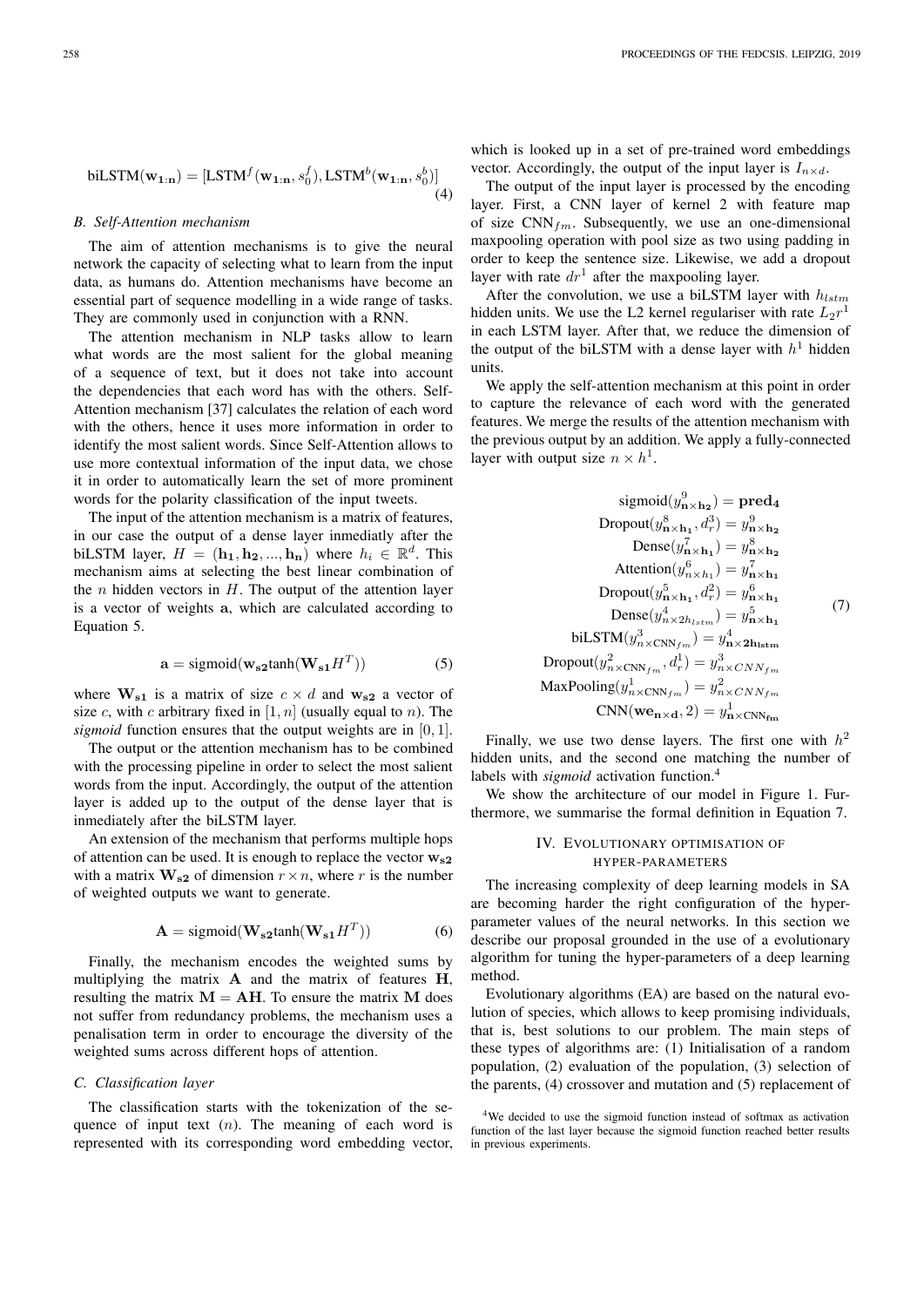$$\text{biLSTM}(\mathbf{w_{1:n}}) = [\text{LSTM}^f(\mathbf{w_{1:n}}, s_0^f), \text{LSTM}^b(\mathbf{w_{1:n}}, s_0^b)] \tag{4}$$

### B. Self-Attention mechanism

The aim of attention mechanisms is to give the neural network the capacity of selecting what to learn from the input data, as humans do. Attention mechanisms have become an essential part of sequence modelling in a wide range of tasks. They are commonly used in conjunction with a RNN.

The attention mechanism in NLP tasks allow to learn what words are the most salient for the global meaning of a sequence of text, but it does not take into account the dependencies that each word has with the others. Self-Attention mechanism [37] calculates the relation of each word with the others, hence it uses more information in order to identify the most salient words. Since Self-Attention allows to use more contextual information of the input data, we chose it in order to automatically learn the set of more prominent words for the polarity classification of the input tweets.

The input of the attention mechanism is a matrix of features, in our case the output of a dense layer inmediatly after the biLSTM layer, $H = (\mathbf{h_1}, \mathbf{h_2}, ..., \mathbf{h_n})$ where $h_i \in \mathbb{R}^d$. This mechanism aims at selecting the best linear combination of the $n$ hidden vectors in $H$. The output of the attention layer is a vector of weights $\mathbf{a}$, which are calculated according to Equation 5.

$$\mathbf{a} = \text{sigmoid}(\mathbf{w_{s2}}\tanh(\mathbf{W_{s1}}H^T)) \tag{5}$$

where $\mathbf{W_{s1}}$ is a matrix of size $c \times d$ and $\mathbf{w_{s2}}$ a vector of size $c$, with $c$ arbitrary fixed in $[1, n]$ (usually equal to $n$). The *sigmoid* function ensures that the output weights are in $[0, 1]$.

The output or the attention mechanism has to be combined with the processing pipeline in order to select the most salient words from the input. Accordingly, the output of the attention layer is added up to the output of the dense layer that is inmediately after the biLSTM layer.

An extension of the mechanism that performs multiple hops of attention can be used. It is enough to replace the vector $\mathbf{w_{s2}}$ with a matrix $\mathbf{W_{s2}}$ of dimension $r \times n$, where $r$ is the number of weighted outputs we want to generate.

$$\mathbf{A} = \text{sigmoid}(\mathbf{W_{s2}}\tanh(\mathbf{W_{s1}}H^T)) \tag{6}$$

Finally, the mechanism encodes the weighted sums by multiplying the matrix $\mathbf{A}$ and the matrix of features $\mathbf{H}$, resulting the matrix $\mathbf{M} = \mathbf{AH}$. To ensure the matrix $\mathbf{M}$ does not suffer from redundancy problems, the mechanism uses a penalisation term in order to encourage the diversity of the weighted sums across different hops of attention.

### C. Classification layer

The classification starts with the tokenization of the sequence of input text ($n$). The meaning of each word is represented with its corresponding word embedding vector, which is looked up in a set of pre-trained word embeddings vector. Accordingly, the output of the input layer is $I_{n \times d}$.

The output of the input layer is processed by the encoding layer. First, a CNN layer of kernel 2 with feature map of size $\text{CNN}_{fm}$. Subsequently, we use an one-dimensional maxpooling operation with pool size as two using padding in order to keep the sentence size. Likewise, we add a dropout layer with rate $dr^1$ after the maxpooling layer.

After the convolution, we use a biLSTM layer with $h_{lstm}$ hidden units. We use the L2 kernel regulariser with rate $L_2r^1$ in each LSTM layer. After that, we reduce the dimension of the output of the biLSTM with a dense layer with $h^1$ hidden units.

We apply the self-attention mechanism at this point in order to capture the relevance of each word with the generated features. We merge the results of the attention mechanism with the previous output by an addition. We apply a fully-connected layer with output size $n \times h^1$.

$$\begin{aligned}
\text{sigmoid}(y^9_{\mathbf{n \times h_2}}) &= \mathbf{pred_4} \\
\text{Dropout}(y^8_{\mathbf{n \times h_1}}, d^3_r) &= y^9_{\mathbf{n \times h_2}} \\
\text{Dense}(y^7_{\mathbf{n \times h_1}}) &= y^8_{\mathbf{n \times h_2}} \\
\text{Attention}(y^6_{n \times h_1}) &= y^7_{\mathbf{n \times h_1}} \\
\text{Dropout}(y^5_{\mathbf{n \times h_1}}, d^2_r) &= y^6_{\mathbf{n \times h_1}} \\
\text{Dense}(y^4_{n \times 2h_{lstm}}) &= y^5_{\mathbf{n \times h_1}} \\
\text{biLSTM}(y^3_{n \times \text{CNN}_{fm}}) &= y^4_{\mathbf{n \times 2h_{lstm}}} \\
\text{Dropout}(y^2_{n \times \text{CNN}_{fm}}, d^1_r) &= y^3_{n \times CNN_{fm}} \\
\text{MaxPooling}(y^1_{n \times \text{CNN}_{fm}}) &= y^2_{n \times CNN_{fm}} \\
\text{CNN}(\mathbf{we_{n \times d}}, 2) &= y^1_{\mathbf{n \times CNN_{fm}}}
\end{aligned} \tag{7}$$

Finally, we use two dense layers. The first one with $h^2$ hidden units, and the second one matching the number of labels with *sigmoid* activation function.[4]

We show the architecture of our model in Figure 1. Furthermore, we summarise the formal definition in Equation 7.

## IV. Evolutionary optimisation of hyper-parameters

The increasing complexity of deep learning models in SA are becoming harder the right configuration of the hyper-parameter values of the neural networks. In this section we describe our proposal grounded in the use of a evolutionary algorithm for tuning the hyper-parameters of a deep learning method.

Evolutionary algorithms (EA) are based on the natural evolution of species, which allows to keep promising individuals, that is, best solutions to our problem. The main steps of these types of algorithms are: (1) Initialisation of a random population, (2) evaluation of the population, (3) selection of the parents, (4) crossover and mutation and (5) replacement of

[4] We decided to use the sigmoid function instead of softmax as activation function of the last layer because the sigmoid function reached better results in previous experiments.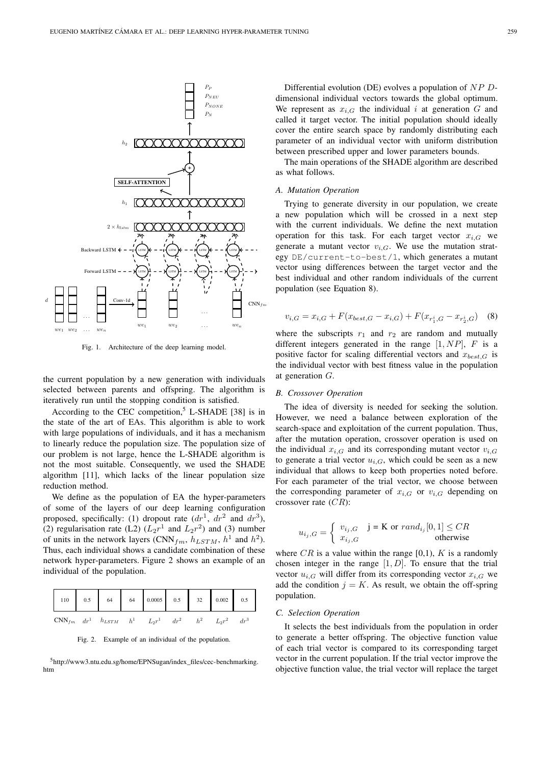Fig. 1. Architecture of the deep learning model.

the current population by a new generation with individuals selected between parents and offspring. The algorithm is iteratively run until the stopping condition is satisfied.

According to the CEC competition,[5] L-SHADE [38] is in the state of the art of EAs. This algorithm is able to work with large populations of individuals, and it has a mechanism to linearly reduce the population size. The population size of our problem is not large, hence the L-SHADE algorithm is not the most suitable. Consequently, we used the SHADE algorithm [11], which lacks of the linear population size reduction method.

We define as the population of EA the hyper-parameters of some of the layers of our deep learning configuration proposed, specifically: (1) dropout rate ($dr^1$, $dr^2$ and $dr^3$), (2) regularisation rate (L2) ($L_2r^1$ and $L_2r^2$) and (3) number of units in the network layers ($\text{CNN}_{fm}$, $h_{LSTM}$, $h^1$ and $h^2$). Thus, each individual shows a candidate combination of these network hyper-parameters. Figure 2 shows an example of an individual of the population.

| 110 | 0.5 | 64 | 64 | 0.0005 | 0.5 | 32 | 0.002 | 0.5 |
|---|---|---|---|---|---|---|---|---|
| $\text{CNN}_{fm}$ | $dr^1$ | $h_{LSTM}$ | $h^1$ | $L_2r^1$ | $dr^2$ | $h^2$ | $L_2r^2$ | $dr^3$ |

Fig. 2. Example of an individual of the population.

[5] http://www3.ntu.edu.sg/home/EPNSugan/index_files/cec-benchmarking.htm

Differential evolution (DE) evolves a population of $NP$ $D$-dimensional individual vectors towards the global optimum. We represent as $x_{i,G}$ the individual $i$ at generation $G$ and called it target vector. The initial population should ideally cover the entire search space by randomly distributing each parameter of an individual vector with uniform distribution between prescribed upper and lower parameters bounds.

The main operations of the SHADE algorithm are described as what follows.

### A. Mutation Operation

Trying to generate diversity in our population, we create a new population which will be crossed in a next step with the current individuals. We define the next mutation operation for this task. For each target vector $x_{i,G}$ we generate a mutant vector $v_{i,G}$. We use the mutation strategy `DE/current-to-best/1`, which generates a mutant vector using differences between the target vector and the best individual and other random individuals of the current population (see Equation 8).

$$v_{i,G} = x_{i,G} + F(x_{best,G} - x_{i,G}) + F(x_{r_1^i,G} - x_{r_2^i,G}) \quad (8)$$

where the subscripts $r_1$ and $r_2$ are random and mutually different integers generated in the range $[1, NP]$, $F$ is a positive factor for scaling differential vectors and $x_{best,G}$ is the individual vector with best fitness value in the population at generation $G$.

### B. Crossover Operation

The idea of diversity is needed for seeking the solution. However, we need a balance between exploration of the search-space and exploitation of the current population. Thus, after the mutation operation, crossover operation is used on the individual $x_{i,G}$ and its corresponding mutant vector $v_{i,G}$ to generate a trial vector $u_{i,G}$, which could be seen as a new individual that allows to keep both properties noted before. For each parameter of the trial vector, we choose between the corresponding parameter of $x_{i,G}$ or $v_{i,G}$ depending on crossover rate ($CR$):

$$u_{i_j,G} = \begin{cases} v_{i_j,G} & \text{j = K or } rand_{i_j}[0,1] \leq CR \\ x_{i_j,G} & \text{otherwise} \end{cases}$$

where $CR$ is a value within the range [0,1), $K$ is a randomly chosen integer in the range $[1, D]$. To ensure that the trial vector $u_{i,G}$ will differ from its corresponding vector $x_{i,G}$ we add the condition $j = K$. As result, we obtain the off-spring population.

### C. Selection Operation

It selects the best individuals from the population in order to generate a better offspring. The objective function value of each trial vector is compared to its corresponding target vector in the current population. If the trial vector improve the objective function value, the trial vector will replace the target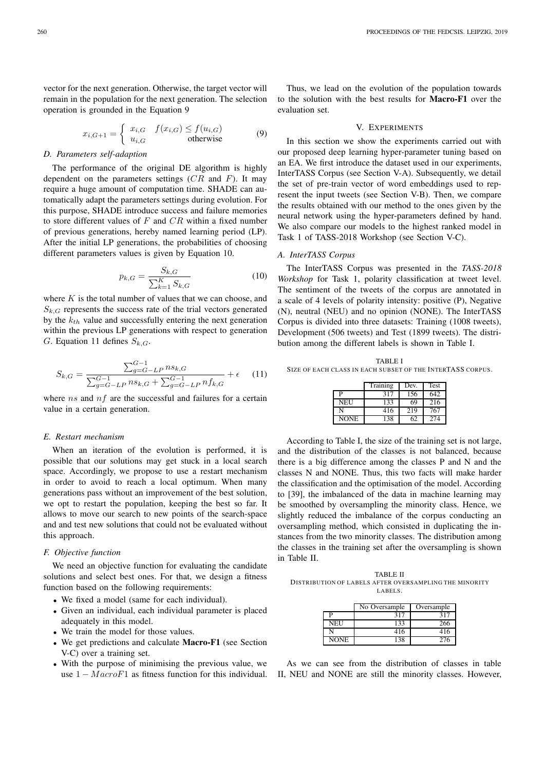vector for the next generation. Otherwise, the target vector will remain in the population for the next generation. The selection operation is grounded in the Equation 9

$$x_{i,G+1} = \begin{cases} x_{i,G} & f(x_{i,G}) \leq f(u_{i,G}) \\ u_{i,G} & \text{otherwise} \end{cases} \quad (9)$$

### D. Parameters self-adaption

The performance of the original DE algorithm is highly dependent on the parameters settings ($CR$ and $F$). It may require a huge amount of computation time. SHADE can automatically adapt the parameters settings during evolution. For this purpose, SHADE introduce success and failure memories to store different values of $F$ and $CR$ within a fixed number of previous generations, hereby named learning period (LP). After the initial LP generations, the probabilities of choosing different parameters values is given by Equation 10.

$$p_{k,G} = \frac{S_{k,G}}{\sum_{k=1}^{K} S_{k,G}} \quad (10)$$

where $K$ is the total number of values that we can choose, and $S_{k,G}$ represents the success rate of the trial vectors generated by the $k_{th}$ value and successfully entering the next generation within the previous LP generations with respect to generation $G$. Equation 11 defines $S_{k,G}$.

$$S_{k,G} = \frac{\sum_{g=G-LP}^{G-1} ns_{k,G}}{\sum_{g=G-LP}^{G-1} ns_{k,G} + \sum_{g=G-LP}^{G-1} nf_{k,G}} + \epsilon \quad (11)$$

where $ns$ and $nf$ are the successful and failures for a certain value in a certain generation.

### E. Restart mechanism

When an iteration of the evolution is performed, it is possible that our solutions may get stuck in a local search space. Accordingly, we propose to use a restart mechanism in order to avoid to reach a local optimum. When many generations pass without an improvement of the best solution, we opt to restart the population, keeping the best so far. It allows to move our search to new points of the search-space and and test new solutions that could not be evaluated without this approach.

### F. Objective function

We need an objective function for evaluating the candidate solutions and select best ones. For that, we design a fitness function based on the following requirements:

- We fixed a model (same for each individual).
- Given an individual, each individual parameter is placed adequately in this model.
- We train the model for those values.
- We get predictions and calculate **Macro-F1** (see Section V-C) over a training set.
- With the purpose of minimising the previous value, we use $1 - MacroF1$ as fitness function for this individual.

Thus, we lead on the evolution of the population towards to the solution with the best results for **Macro-F1** over the evaluation set.

## V. Experiments

In this section we show the experiments carried out with our proposed deep learning hyper-parameter tuning based on an EA. We first introduce the dataset used in our experiments, InterTASS Corpus (see Section V-A). Subsequently, we detail the set of pre-train vector of word embeddings used to represent the input tweets (see Section V-B). Then, we compare the results obtained with our method to the ones given by the neural network using the hyper-parameters defined by hand. We also compare our models to the highest ranked model in Task 1 of TASS-2018 Workshop (see Section V-C).

### A. InterTASS Corpus

The InterTASS Corpus was presented in the *TASS-2018 Workshop* for Task 1, polarity classification at tweet level. The sentiment of the tweets of the corpus are annotated in a scale of 4 levels of polarity intensity: positive (P), Negative (N), neutral (NEU) and no opinion (NONE). The InterTASS Corpus is divided into three datasets: Training (1008 tweets), Development (506 tweets) and Test (1899 tweets). The distribution among the different labels is shown in Table I.

TABLE I
SIZE OF EACH CLASS IN EACH SUBSET OF THE INTERTASS CORPUS.

| | Training | Dev. | Test |
|---|---|---|---|
| P | 317 | 156 | 642 |
| NEU | 133 | 69 | 216 |
| N | 416 | 219 | 767 |
| NONE | 138 | 62 | 274 |

According to Table I, the size of the training set is not large, and the distribution of the classes is not balanced, because there is a big difference among the classes P and N and the classes N and NONE. Thus, this two facts will make harder the classification and the optimisation of the model. According to [39], the imbalanced of the data in machine learning may be smoothed by oversampling the minority class. Hence, we slightly reduced the imbalance of the corpus conducting an oversampling method, which consisted in duplicating the instances from the two minority classes. The distribution among the classes in the training set after the oversampling is shown in Table II.

TABLE II
DISTRIBUTION OF LABELS AFTER OVERSAMPLING THE MINORITY LABELS.

| | No Oversample | Oversample |
|---|---|---|
| P | 317 | 317 |
| NEU | 133 | 266 |
| N | 416 | 416 |
| NONE | 138 | 276 |

As we can see from the distribution of classes in table II, NEU and NONE are still the minority classes. However,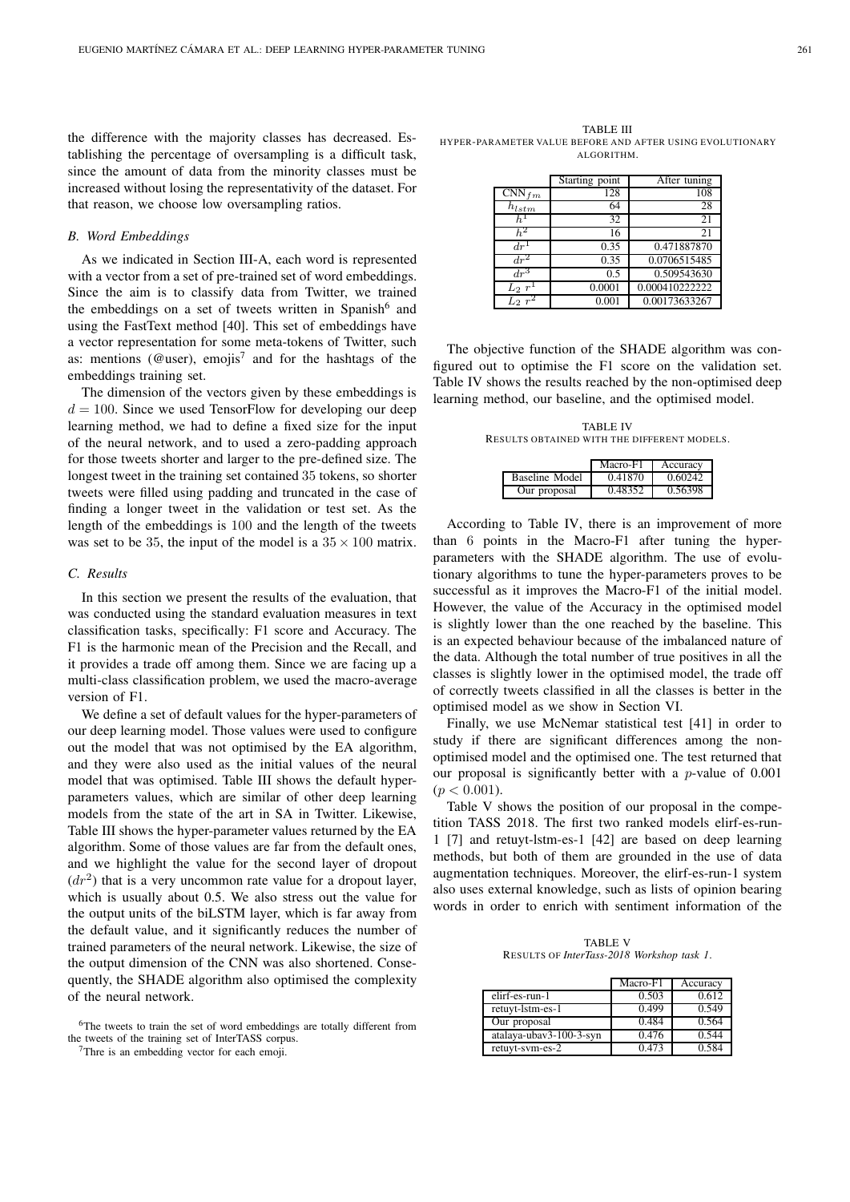the difference with the majority classes has decreased. Establishing the percentage of oversampling is a difficult task, since the amount of data from the minority classes must be increased without losing the representativity of the dataset. For that reason, we choose low oversampling ratios.

### B. Word Embeddings

As we indicated in Section III-A, each word is represented with a vector from a set of pre-trained set of word embeddings. Since the aim is to classify data from Twitter, we trained the embeddings on a set of tweets written in Spanish[6] and using the FastText method [40]. This set of embeddings have a vector representation for some meta-tokens of Twitter, such as: mentions (@user), emojis[7] and for the hashtags of the embeddings training set.

The dimension of the vectors given by these embeddings is $d = 100$. Since we used TensorFlow for developing our deep learning method, we had to define a fixed size for the input of the neural network, and to used a zero-padding approach for those tweets shorter and larger to the pre-defined size. The longest tweet in the training set contained 35 tokens, so shorter tweets were filled using padding and truncated in the case of finding a longer tweet in the validation or test set. As the length of the embeddings is 100 and the length of the tweets was set to be 35, the input of the model is a $35 \times 100$ matrix.

### C. Results

In this section we present the results of the evaluation, that was conducted using the standard evaluation measures in text classification tasks, specifically: F1 score and Accuracy. The F1 is the harmonic mean of the Precision and the Recall, and it provides a trade off among them. Since we are facing up a multi-class classification problem, we used the macro-average version of F1.

We define a set of default values for the hyper-parameters of our deep learning model. Those values were used to configure out the model that was not optimised by the EA algorithm, and they were also used as the initial values of the neural model that was optimised. Table III shows the default hyper-parameters values, which are similar of other deep learning models from the state of the art in SA in Twitter. Likewise, Table III shows the hyper-parameter values returned by the EA algorithm. Some of those values are far from the default ones, and we highlight the value for the second layer of dropout ($dr^2$) that is a very uncommon rate value for a dropout layer, which is usually about 0.5. We also stress out the value for the output units of the biLSTM layer, which is far away from the default value, and it significantly reduces the number of trained parameters of the neural network. Likewise, the size of the output dimension of the CNN was also shortened. Consequently, the SHADE algorithm also optimised the complexity of the neural network.

[6] The tweets to train the set of word embeddings are totally different from the tweets of the training set of InterTASS corpus.

[7] Thre is an embedding vector for each emoji.

TABLE III
HYPER-PARAMETER VALUE BEFORE AND AFTER USING EVOLUTIONARY ALGORITHM.

| | Starting point | After tuning |
|---|---|---|
| $CNN_{fm}$ | 128 | 108 |
| $h_{lstm}$ | 64 | 28 |
| $h^1$ | 32 | 21 |
| $h^2$ | 16 | 21 |
| $dr^1$ | 0.35 | 0.471887870 |
| $dr^2$ | 0.35 | 0.0706515485 |
| $dr^3$ | 0.5 | 0.509543630 |
| $L_2\ r^1$ | 0.0001 | 0.000410222222 |
| $L_2\ r^2$ | 0.001 | 0.00173633267 |

The objective function of the SHADE algorithm was configured out to optimise the F1 score on the validation set. Table IV shows the results reached by the non-optimised deep learning method, our baseline, and the optimised model.

TABLE IV
RESULTS OBTAINED WITH THE DIFFERENT MODELS.

| | Macro-F1 | Accuracy |
|---|---|---|
| Baseline Model | 0.41870 | 0.60242 |
| Our proposal | 0.48352 | 0.56398 |

According to Table IV, there is an improvement of more than 6 points in the Macro-F1 after tuning the hyper-parameters with the SHADE algorithm. The use of evolutionary algorithms to tune the hyper-parameters proves to be successful as it improves the Macro-F1 of the initial model. However, the value of the Accuracy in the optimised model is slightly lower than the one reached by the baseline. This is an expected behaviour because of the imbalanced nature of the data. Although the total number of true positives in all the classes is slightly lower in the optimised model, the trade off of correctly tweets classified in all the classes is better in the optimised model as we show in Section VI.

Finally, we use McNemar statistical test [41] in order to study if there are significant differences among the non-optimised model and the optimised one. The test returned that our proposal is significantly better with a $p$-value of 0.001 ($p < 0.001$).

Table V shows the position of our proposal in the competition TASS 2018. The first two ranked models elirf-es-run-1 [7] and retuyt-lstm-es-1 [42] are based on deep learning methods, but both of them are grounded in the use of data augmentation techniques. Moreover, the elirf-es-run-1 system also uses external knowledge, such as lists of opinion bearing words in order to enrich with sentiment information of the

TABLE V
RESULTS OF *InterTass-2018 Workshop task 1*.

| | Macro-F1 | Accuracy |
|---|---|---|
| elirf-es-run-1 | 0.503 | 0.612 |
| retuyt-lstm-es-1 | 0.499 | 0.549 |
| Our proposal | 0.484 | 0.564 |
| atalaya-ubav3-100-3-syn | 0.476 | 0.544 |
| retuyt-svm-es-2 | 0.473 | 0.584 |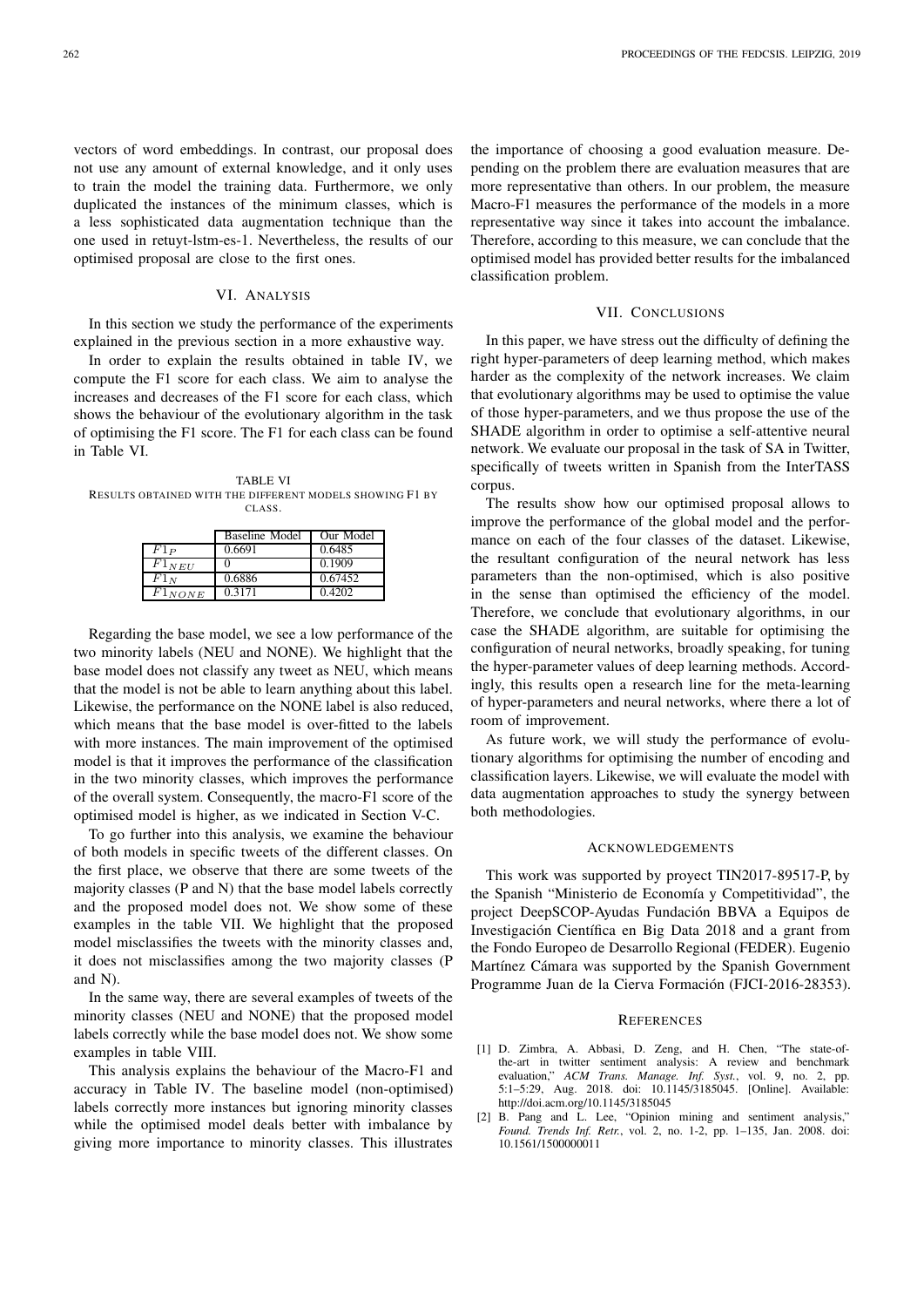vectors of word embeddings. In contrast, our proposal does not use any amount of external knowledge, and it only uses to train the model the training data. Furthermore, we only duplicated the instances of the minimum classes, which is a less sophisticated data augmentation technique than the one used in retuyt-lstm-es-1. Nevertheless, the results of our optimised proposal are close to the first ones.

## VI. Analysis

In this section we study the performance of the experiments explained in the previous section in a more exhaustive way.

In order to explain the results obtained in table IV, we compute the F1 score for each class. We aim to analyse the increases and decreases of the F1 score for each class, which shows the behaviour of the evolutionary algorithm in the task of optimising the F1 score. The F1 for each class can be found in Table VI.

TABLE VI
Results obtained with the different models showing F1 by class.

| | Baseline Model | Our Model |
|---|---|---|
| $F1_P$ | 0.6691 | 0.6485 |
| $F1_{NEU}$ | 0 | 0.1909 |
| $F1_N$ | 0.6886 | 0.67452 |
| $F1_{NONE}$ | 0.3171 | 0.4202 |

Regarding the base model, we see a low performance of the two minority labels (NEU and NONE). We highlight that the base model does not classify any tweet as NEU, which means that the model is not be able to learn anything about this label. Likewise, the performance on the NONE label is also reduced, which means that the base model is over-fitted to the labels with more instances. The main improvement of the optimised model is that it improves the performance of the classification in the two minority classes, which improves the performance of the overall system. Consequently, the macro-F1 score of the optimised model is higher, as we indicated in Section V-C.

To go further into this analysis, we examine the behaviour of both models in specific tweets of the different classes. On the first place, we observe that there are some tweets of the majority classes (P and N) that the base model labels correctly and the proposed model does not. We show some of these examples in the table VII. We highlight that the proposed model misclassifies the tweets with the minority classes and, it does not misclassifies among the two majority classes (P and N).

In the same way, there are several examples of tweets of the minority classes (NEU and NONE) that the proposed model labels correctly while the base model does not. We show some examples in table VIII.

This analysis explains the behaviour of the Macro-F1 and accuracy in Table IV. The baseline model (non-optimised) labels correctly more instances but ignoring minority classes while the optimised model deals better with imbalance by giving more importance to minority classes. This illustrates the importance of choosing a good evaluation measure. Depending on the problem there are evaluation measures that are more representative than others. In our problem, the measure Macro-F1 measures the performance of the models in a more representative way since it takes into account the imbalance. Therefore, according to this measure, we can conclude that the optimised model has provided better results for the imbalanced classification problem.

## VII. Conclusions

In this paper, we have stress out the difficulty of defining the right hyper-parameters of deep learning method, which makes harder as the complexity of the network increases. We claim that evolutionary algorithms may be used to optimise the value of those hyper-parameters, and we thus propose the use of the SHADE algorithm in order to optimise a self-attentive neural network. We evaluate our proposal in the task of SA in Twitter, specifically of tweets written in Spanish from the InterTASS corpus.

The results show how our optimised proposal allows to improve the performance of the global model and the performance on each of the four classes of the dataset. Likewise, the resultant configuration of the neural network has less parameters than the non-optimised, which is also positive in the sense than optimised the efficiency of the model. Therefore, we conclude that evolutionary algorithms, in our case the SHADE algorithm, are suitable for optimising the configuration of neural networks, broadly speaking, for tuning the hyper-parameter values of deep learning methods. Accordingly, this results open a research line for the meta-learning of hyper-parameters and neural networks, where there a lot of room of improvement.

As future work, we will study the performance of evolutionary algorithms for optimising the number of encoding and classification layers. Likewise, we will evaluate the model with data augmentation approaches to study the synergy between both methodologies.

## Acknowledgements

This work was supported by proyect TIN2017-89517-P, by the Spanish "Ministerio de Economía y Competitividad", the project DeepSCOP-Ayudas Fundación BBVA a Equipos de Investigación Científica en Big Data 2018 and a grant from the Fondo Europeo de Desarrollo Regional (FEDER). Eugenio Martínez Cámara was supported by the Spanish Government Programme Juan de la Cierva Formación (FJCI-2016-28353).

## References

[1] D. Zimbra, A. Abbasi, D. Zeng, and H. Chen, "The state-of-the-art in twitter sentiment analysis: A review and benchmark evaluation," *ACM Trans. Manage. Inf. Syst.*, vol. 9, no. 2, pp. 5:1–5:29, Aug. 2018. doi: 10.1145/3185045. [Online]. Available: http://doi.acm.org/10.1145/3185045

[2] B. Pang and L. Lee, "Opinion mining and sentiment analysis," *Found. Trends Inf. Retr.*, vol. 2, no. 1-2, pp. 1–135, Jan. 2008. doi: 10.1561/1500000011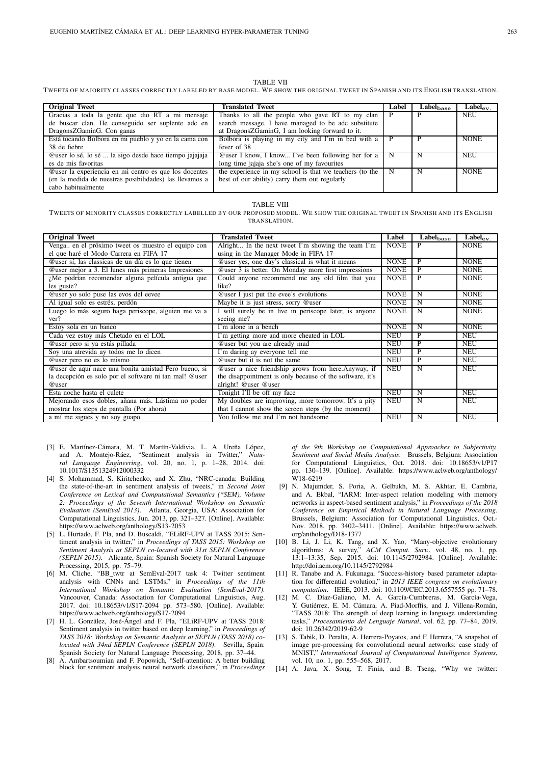TABLE VII

TWEETS OF MAJORITY CLASSES CORRECTLY LABELED BY BASE MODEL. WE SHOW THE ORIGINAL TWEET IN SPANISH AND ITS ENGLISH TRANSLATION.

| Original Tweet | Translated Tweet | Label | $\textbf{Label}_{\textbf{base}}$ | $\textbf{Label}_{\textbf{ev.}}$ |
|---|---|---|---|---|
| Gracias a toda la gente que dio RT a mi mensaje de buscar clan. He conseguido ser suplente adc en DragonsZGaminG. Con ganas | Thanks to all the people who gave RT to my clan search message. I have managed to be adc substitute at DragonsZGaminG, I am looking forward to it. | P | P | NEU |
| Está tocando Bolbora en mi pueblo y yo en la cama con 38 de fiebre | Bolbora is playing in my city and I'm in bed with a fever of 38 | P | P | NONE |
| @user lo sé, lo sé ... la sigo desde hace tiempo jajajaja es de mis favoritas | @user I know, I know... I've been following her for a long time jajaja she's one of my favourites | N | N | NEU |
| @user la experiencia en mi centro es que los docentes (en la medida de nuestras posibilidades) las llevamos a cabo habitualmente | the experience in my school is that we teachers (to the best of our ability) carry them out regularly | N | N | NONE |

TABLE VIII

TWEETS OF MINORITY CLASSES CORRECTLY LABELLED BY OUR PROPOSED MODEL. WE SHOW THE ORIGINAL TWEET IN SPANISH AND ITS ENGLISH TRANSLATION.

| Original Tweet | Translated Tweet | Label | $\textbf{Label}_{\textbf{base}}$ | $\textbf{Label}_{\textbf{ev.}}$ |
|---|---|---|---|---|
| Venga.. en el próximo tweet os muestro el equipo con el que haré el Modo Carrera en FIFA 17 | Alright... In the next tweet I'm showing the team I'm using in the Manager Mode in FIFA 17 | NONE | P | NONE |
| @user sí, las classicas de un día es lo que tienen | @user yes, one day's classical is what it means | NONE | P | NONE |
| @user mejor a 3. El lunes más primeras Impresiones | @user 3 is better. On Monday more first impressions | NONE | P | NONE |
| ¿Me podrían recomendar alguna película antigua que les guste? | Could anyone recommend me any old film that you like? | NONE | P | NONE |
| @user yo solo puse las evos del eevee | @user I just put the evee's evolutions | NONE | N | NONE |
| Al igual solo es estrés, perdón | Maybe it is just stress, sorry @user | NONE | N | NONE |
| Luego lo más seguro haga periscope, alguien me va a ver? | I will surely be in live in periscope later, is anyone seeing me? | NONE | N | NONE |
| Estoy sola en un banco | I'm alone in a bench | NONE | N | NONE |
| Cada vez estoy más Chetado en el LOL | I'm getting more and more cheated in LOL | NEU | P | NEU |
| @user pero si ya estás pillada | @user but you are already mad | NEU | P | NEU |
| Soy una atrevida ay todos me lo dicen | I'm daring ay everyone tell me | NEU | P | NEU |
| @user pero no es lo mismo | @user but it is not the same | NEU | P | NEU |
| @user de aquí nace una bonita amistad Pero bueno, si la decepción es solo por el software ni tan mal! @user | @user a nice friendship grows from here.Anyway, if the disappointment is only because of the software, it's alright! @user @user | NEU | N | NEU |
| Esta noche hasta el culete | Tonight I'll be off my face | NEU | N | NEU |
| Mejorando esos dobles, añana más. Lástima no poder mostrar los steps de pantalla (Por ahora) | My doubles are improving, more tomorrow. It's a pity that I cannot show the screen steps (by the moment) | NEU | N | NEU |
| a mí me sigues y no soy guapo | You follow me and I'm not handsome | NEU | N | NEU |

[3] E. Martínez-Cámara, M. T. Martín-Valdivia, L. A. Ureña López, and A. Montejo-Ráez, "Sentiment analysis in Twitter," *Natural Language Engineering*, vol. 20, no. 1, p. 1–28, 2014. doi: 10.1017/S1351324912000332

[4] S. Mohammad, S. Kiritchenko, and X. Zhu, "NRC-canada: Building the state-of-the-art in sentiment analysis of tweets," in *Second Joint Conference on Lexical and Computational Semantics (*SEM), Volume 2: Proceedings of the Seventh International Workshop on Semantic Evaluation (SemEval 2013)*. Atlanta, Georgia, USA: Association for Computational Linguistics, Jun. 2013, pp. 321–327. [Online]. Available: https://www.aclweb.org/anthology/S13-2053

[5] L. Hurtado, F. Pla, and D. Buscaldi, "ELiRF-UPV at TASS 2015: Sentiment analysis in twitter," in *Proceedings of TASS 2015: Workshop on Sentiment Analysis at SEPLN co-located with 31st SEPLN Conference (SEPLN 2015)*. Alicante, Spain: Spanish Society for Natural Language Processing, 2015, pp. 75–79.

[6] M. Cliche, "BB_twtr at SemEval-2017 task 4: Twitter sentiment analysis with CNNs and LSTMs," in *Proceedings of the 11th International Workshop on Semantic Evaluation (SemEval-2017)*. Vancouver, Canada: Association for Computational Linguistics, Aug. 2017. doi: 10.18653/v1/S17-2094 pp. 573–580. [Online]. Available: https://www.aclweb.org/anthology/S17-2094

[7] H. L. González, José-Ángel and F. Pla, "ELiRF-UPV at TASS 2018: Sentiment analysis in twitter based on deep learning," in *Proceedings of TASS 2018: Workshop on Semantic Analysis at SEPLN (TASS 2018) co-located with 34nd SEPLN Conference (SEPLN 2018)*. Sevilla, Spain: Spanish Society for Natural Language Processing, 2018, pp. 37–44.

[8] A. Ambartsoumian and F. Popowich, "Self-attention: A better building block for sentiment analysis neural network classifiers," in *Proceedings of the 9th Workshop on Computational Approaches to Subjectivity, Sentiment and Social Media Analysis*. Brussels, Belgium: Association for Computational Linguistics, Oct. 2018. doi: 10.18653/v1/W18-6219 pp. 130–139. [Online]. Available: https://www.aclweb.org/anthology/W18-6219

[9] N. Majumder, S. Poria, A. Gelbukh, M. S. Akhtar, E. Cambria, and A. Ekbal, "IARM: Inter-aspect relation modeling with memory networks in aspect-based sentiment analysis," in *Proceedings of the 2018 Conference on Empirical Methods in Natural Language Processing*. Brussels, Belgium: Association for Computational Linguistics, Oct.-Nov. 2018, pp. 3402–3411. [Online]. Available: https://www.aclweb.org/anthology/D18-1377

[10] B. Li, J. Li, K. Tang, and X. Yao, "Many-objective evolutionary algorithms: A survey," *ACM Comput. Surv.*, vol. 48, no. 1, pp. 13:1–13:35, Sep. 2015. doi: 10.1145/2792984. [Online]. Available: http://doi.acm.org/10.1145/2792984

[11] R. Tanabe and A. Fukunaga, "Success-history based parameter adaptation for differential evolution," in *2013 IEEE congress on evolutionary computation*. IEEE, 2013. doi: 10.1109/CEC.2013.6557555 pp. 71–78.

[12] M. C. Díaz-Galiano, M. A. García-Cumbreras, M. García-Vega, Y. Gutiérrez, E. M. Cámara, A. Piad-Morffis, and J. Villena-Román, "TASS 2018: The strength of deep learning in language understanding tasks," *Procesamiento del Lenguaje Natural*, vol. 62, pp. 77–84, 2019. doi: 10.26342/2019-62-9

[13] S. Tabik, D. Peralta, A. Herrera-Poyatos, and F. Herrera, "A snapshot of image pre-processing for convolutional neural networks: case study of MNIST," *International Journal of Computational Intelligence Systems*, vol. 10, no. 1, pp. 555–568, 2017.

[14] A. Java, X. Song, T. Finin, and B. Tseng, "Why we twitter: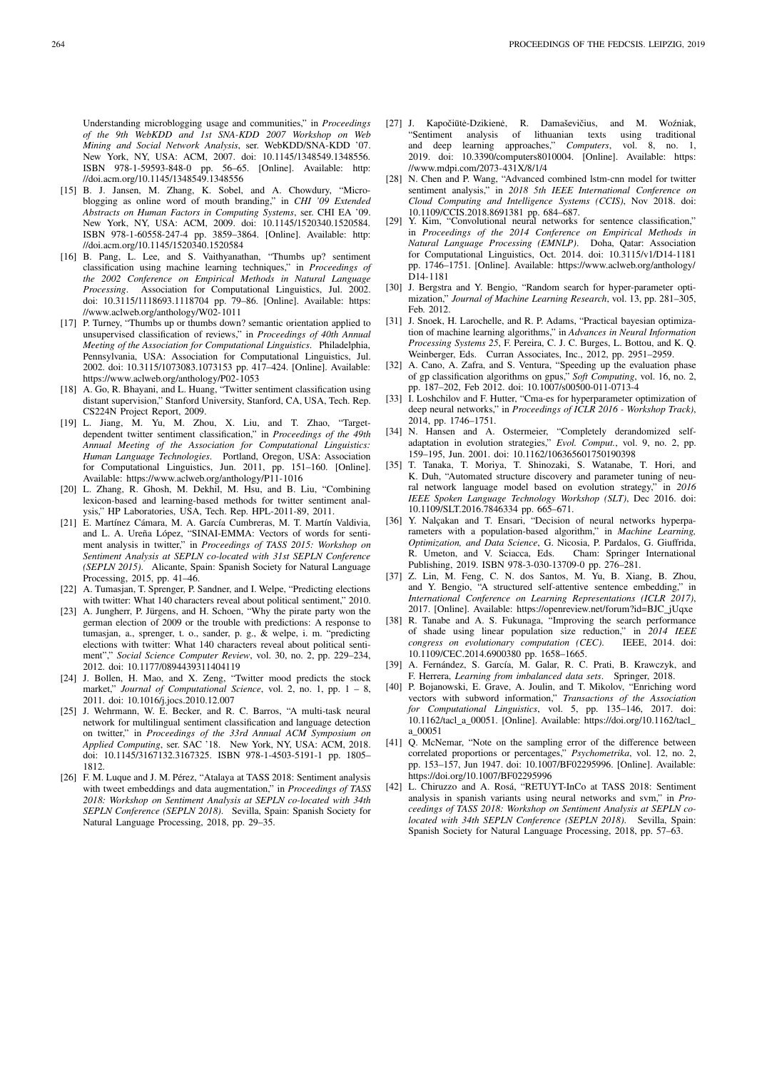Understanding microblogging usage and communities," in *Proceedings of the 9th WebKDD and 1st SNA-KDD 2007 Workshop on Web Mining and Social Network Analysis*, ser. WebKDD/SNA-KDD '07. New York, NY, USA: ACM, 2007. doi: 10.1145/1348549.1348556. ISBN 978-1-59593-848-0 pp. 56–65. [Online]. Available: http://doi.acm.org/10.1145/1348549.1348556

[15] B. J. Jansen, M. Zhang, K. Sobel, and A. Chowdury, "Microblogging as online word of mouth branding," in *CHI '09 Extended Abstracts on Human Factors in Computing Systems*, ser. CHI EA '09. New York, NY, USA: ACM, 2009. doi: 10.1145/1520340.1520584. ISBN 978-1-60558-247-4 pp. 3859–3864. [Online]. Available: http://doi.acm.org/10.1145/1520340.1520584

[16] B. Pang, L. Lee, and S. Vaithyanathan, "Thumbs up? sentiment classification using machine learning techniques," in *Proceedings of the 2002 Conference on Empirical Methods in Natural Language Processing*. Association for Computational Linguistics, Jul. 2002. doi: 10.3115/1118693.1118704 pp. 79–86. [Online]. Available: https://www.aclweb.org/anthology/W02-1011

[17] P. Turney, "Thumbs up or thumbs down? semantic orientation applied to unsupervised classification of reviews," in *Proceedings of 40th Annual Meeting of the Association for Computational Linguistics*. Philadelphia, Pennsylvania, USA: Association for Computational Linguistics, Jul. 2002. doi: 10.3115/1073083.1073153 pp. 417–424. [Online]. Available: https://www.aclweb.org/anthology/P02-1053

[18] A. Go, R. Bhayani, and L. Huang, "Twitter sentiment classification using distant supervision," Stanford University, Stanford, CA, USA, Tech. Rep. CS224N Project Report, 2009.

[19] L. Jiang, M. Yu, M. Zhou, X. Liu, and T. Zhao, "Target-dependent twitter sentiment classification," in *Proceedings of the 49th Annual Meeting of the Association for Computational Linguistics: Human Language Technologies*. Portland, Oregon, USA: Association for Computational Linguistics, Jun. 2011, pp. 151–160. [Online]. Available: https://www.aclweb.org/anthology/P11-1016

[20] L. Zhang, R. Ghosh, M. Dekhil, M. Hsu, and B. Liu, "Combining lexicon-based and learning-based methods for twitter sentiment analysis," HP Laboratories, USA, Tech. Rep. HPL-2011-89, 2011.

[21] E. Martínez Cámara, M. A. García Cumbreras, M. T. Martín Valdivia, and L. A. Ureña López, "SINAI-EMMA: Vectors of words for sentiment analysis in twitter," in *Proceedings of TASS 2015: Workshop on Sentiment Analysis at SEPLN co-located with 31st SEPLN Conference (SEPLN 2015)*. Alicante, Spain: Spanish Society for Natural Language Processing, 2015, pp. 41–46.

[22] A. Tumasjan, T. Sprenger, P. Sandner, and I. Welpe, "Predicting elections with twitter: What 140 characters reveal about political sentiment," 2010.

[23] A. Jungherr, P. Jürgens, and H. Schoen, "Why the pirate party won the german election of 2009 or the trouble with predictions: A response to tumasjan, a., sprenger, t. o., sander, p. g., & welpe, i. m. "predicting elections with twitter: What 140 characters reveal about political sentiment"," *Social Science Computer Review*, vol. 30, no. 2, pp. 229–234, 2012. doi: 10.1177/0894439311404119

[24] J. Bollen, H. Mao, and X. Zeng, "Twitter mood predicts the stock market," *Journal of Computational Science*, vol. 2, no. 1, pp. 1 – 8, 2011. doi: 10.1016/j.jocs.2010.12.007

[25] J. Wehrmann, W. E. Becker, and R. C. Barros, "A multi-task neural network for multilingual sentiment classification and language detection on twitter," in *Proceedings of the 33rd Annual ACM Symposium on Applied Computing*, ser. SAC '18. New York, NY, USA: ACM, 2018. doi: 10.1145/3167132.3167325. ISBN 978-1-4503-5191-1 pp. 1805–1812.

[26] F. M. Luque and J. M. Pérez, "Atalaya at TASS 2018: Sentiment analysis with tweet embeddings and data augmentation," in *Proceedings of TASS 2018: Workshop on Sentiment Analysis at SEPLN co-located with 34th SEPLN Conference (SEPLN 2018)*. Sevilla, Spain: Spanish Society for Natural Language Processing, 2018, pp. 29–35.

[27] J. Kapočiūtė-Dzikienė, R. Damaševičius, and M. Woźniak, "Sentiment analysis of lithuanian texts using traditional and deep learning approaches," *Computers*, vol. 8, no. 1, 2019. doi: 10.3390/computers8010004. [Online]. Available: https://www.mdpi.com/2073-431X/8/1/4

[28] N. Chen and P. Wang, "Advanced combined lstm-cnn model for twitter sentiment analysis," in *2018 5th IEEE International Conference on Cloud Computing and Intelligence Systems (CCIS)*, Nov 2018. doi: 10.1109/CCIS.2018.8691381 pp. 684–687.

[29] Y. Kim, "Convolutional neural networks for sentence classification," in *Proceedings of the 2014 Conference on Empirical Methods in Natural Language Processing (EMNLP)*. Doha, Qatar: Association for Computational Linguistics, Oct. 2014. doi: 10.3115/v1/D14-1181 pp. 1746–1751. [Online]. Available: https://www.aclweb.org/anthology/D14-1181

[30] J. Bergstra and Y. Bengio, "Random search for hyper-parameter optimization," *Journal of Machine Learning Research*, vol. 13, pp. 281–305, Feb. 2012.

[31] J. Snoek, H. Larochelle, and R. P. Adams, "Practical bayesian optimization of machine learning algorithms," in *Advances in Neural Information Processing Systems 25*, F. Pereira, C. J. C. Burges, L. Bottou, and K. Q. Weinberger, Eds. Curran Associates, Inc., 2012, pp. 2951–2959.

[32] A. Cano, A. Zafra, and S. Ventura, "Speeding up the evaluation phase of gp classification algorithms on gpus," *Soft Computing*, vol. 16, no. 2, pp. 187–202, Feb 2012. doi: 10.1007/s00500-011-0713-4

[33] I. Loshchilov and F. Hutter, "Cma-es for hyperparameter optimization of deep neural networks," in *Proceedings of ICLR 2016 - Workshop Track)*, 2014, pp. 1746–1751.

[34] N. Hansen and A. Ostermeier, "Completely derandomized self-adaptation in evolution strategies," *Evol. Comput.*, vol. 9, no. 2, pp. 159–195, Jun. 2001. doi: 10.1162/106365601750190398

[35] T. Tanaka, T. Moriya, T. Shinozaki, S. Watanabe, T. Hori, and K. Duh, "Automated structure discovery and parameter tuning of neural network language model based on evolution strategy," in *2016 IEEE Spoken Language Technology Workshop (SLT)*, Dec 2016. doi: 10.1109/SLT.2016.7846334 pp. 665–671.

[36] Y. Nalçakan and T. Ensari, "Decision of neural networks hyperparameters with a population-based algorithm," in *Machine Learning, Optimization, and Data Science*, G. Nicosia, P. Pardalos, G. Giuffrida, R. Umeton, and V. Sciacca, Eds. Cham: Springer International Publishing, 2019. ISBN 978-3-030-13709-0 pp. 276–281.

[37] Z. Lin, M. Feng, C. N. dos Santos, M. Yu, B. Xiang, B. Zhou, and Y. Bengio, "A structured self-attentive sentence embedding," in *International Conference on Learning Representations (ICLR 2017)*, 2017. [Online]. Available: https://openreview.net/forum?id=BJC_jUqxe

[38] R. Tanabe and A. S. Fukunaga, "Improving the search performance of shade using linear population size reduction," in *2014 IEEE congress on evolutionary computation (CEC)*. IEEE, 2014. doi: 10.1109/CEC.2014.6900380 pp. 1658–1665.

[39] A. Fernández, S. García, M. Galar, R. C. Prati, B. Krawczyk, and F. Herrera, *Learning from imbalanced data sets*. Springer, 2018.

[40] P. Bojanowski, E. Grave, A. Joulin, and T. Mikolov, "Enriching word vectors with subword information," *Transactions of the Association for Computational Linguistics*, vol. 5, pp. 135–146, 2017. doi: 10.1162/tacl_a_00051. [Online]. Available: https://doi.org/10.1162/tacl_a_00051

[41] Q. McNemar, "Note on the sampling error of the difference between correlated proportions or percentages," *Psychometrika*, vol. 12, no. 2, pp. 153–157, Jun 1947. doi: 10.1007/BF02295996. [Online]. Available: https://doi.org/10.1007/BF02295996

[42] L. Chiruzzo and A. Rosá, "RETUYT-InCo at TASS 2018: Sentiment analysis in spanish variants using neural networks and svm," in *Proceedings of TASS 2018: Workshop on Sentiment Analysis at SEPLN co-located with 34th SEPLN Conference (SEPLN 2018)*. Sevilla, Spain: Spanish Society for Natural Language Processing, 2018, pp. 57–63.